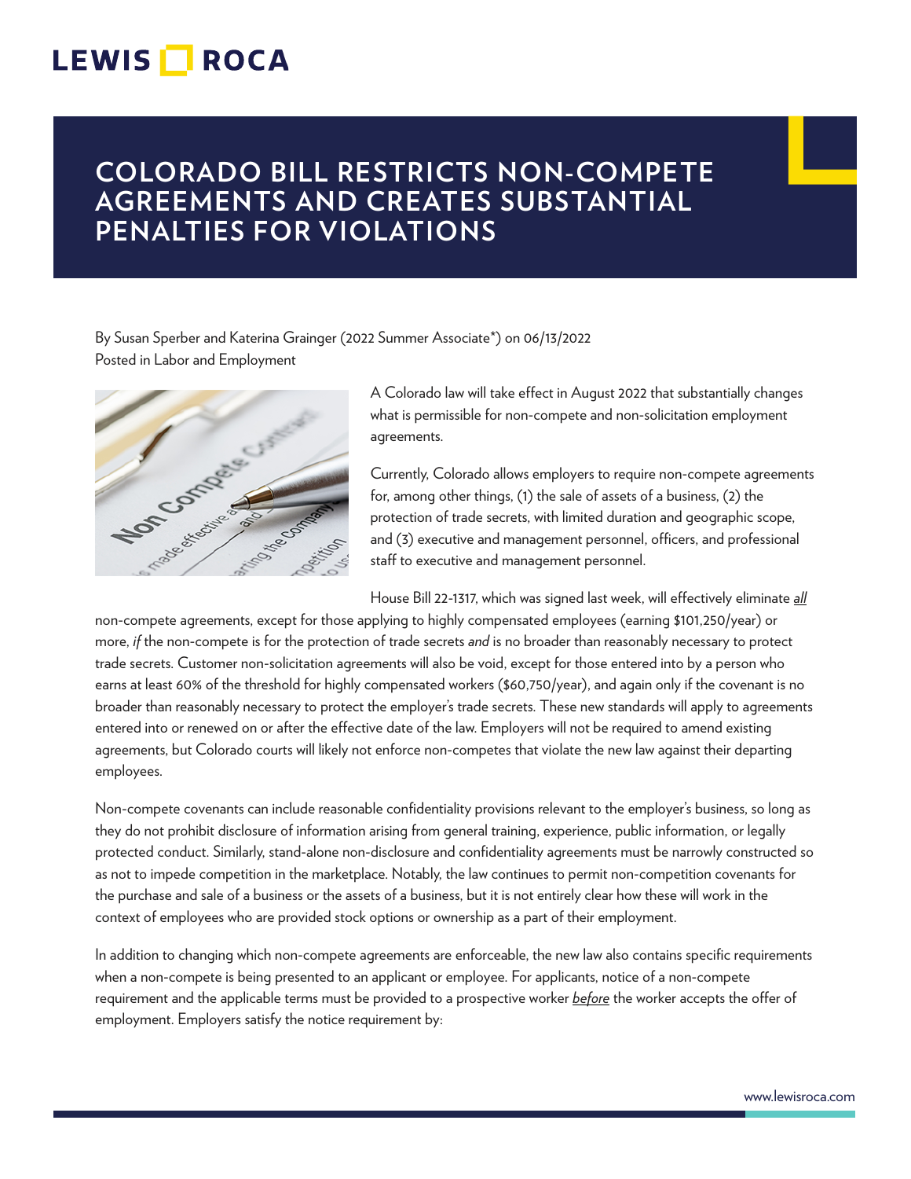# COLORADO BILL RESTRICTS NON-COMPETE AGREEMENTS AND CREATES SUBSTANTIAL PENALTIES FOR VIOLATIONS

By Susan Sperber and Katerina Grainger (2022 Summer Associate*) on 06/13/2022
Posted in Labor and Employment

A Colorado law will take effect in August 2022 that substantially changes what is permissible for non-compete and non-solicitation employment agreements.

Currently, Colorado allows employers to require non-compete agreements for, among other things, (1) the sale of assets of a business, (2) the protection of trade secrets, with limited duration and geographic scope, and (3) executive and management personnel, officers, and professional staff to executive and management personnel.

House Bill 22-1317, which was signed last week, will effectively eliminate ***all*** non-compete agreements, except for those applying to highly compensated employees (earning $101,250/year) or more, *if* the non-compete is for the protection of trade secrets *and* is no broader than reasonably necessary to protect trade secrets. Customer non-solicitation agreements will also be void, except for those entered into by a person who earns at least 60% of the threshold for highly compensated workers ($60,750/year), and again only if the covenant is no broader than reasonably necessary to protect the employer's trade secrets. These new standards will apply to agreements entered into or renewed on or after the effective date of the law. Employers will not be required to amend existing agreements, but Colorado courts will likely not enforce non-competes that violate the new law against their departing employees.

Non-compete covenants can include reasonable confidentiality provisions relevant to the employer's business, so long as they do not prohibit disclosure of information arising from general training, experience, public information, or legally protected conduct. Similarly, stand-alone non-disclosure and confidentiality agreements must be narrowly constructed so as not to impede competition in the marketplace. Notably, the law continues to permit non-competition covenants for the purchase and sale of a business or the assets of a business, but it is not entirely clear how these will work in the context of employees who are provided stock options or ownership as a part of their employment.

In addition to changing which non-compete agreements are enforceable, the new law also contains specific requirements when a non-compete is being presented to an applicant or employee. For applicants, notice of a non-compete requirement and the applicable terms must be provided to a prospective worker *before* the worker accepts the offer of employment. Employers satisfy the notice requirement by: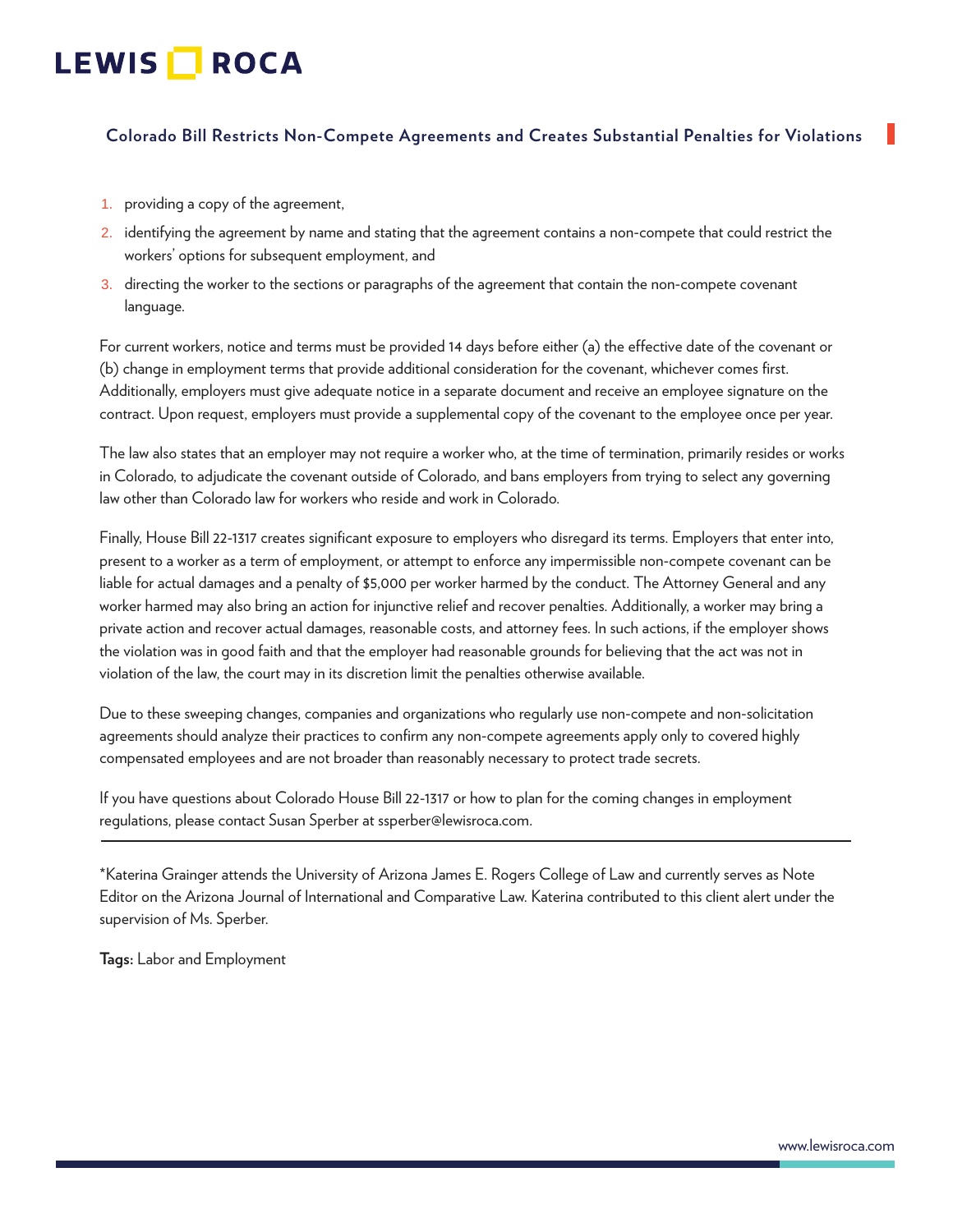1. providing a copy of the agreement,
2. identifying the agreement by name and stating that the agreement contains a non-compete that could restrict the workers' options for subsequent employment, and
3. directing the worker to the sections or paragraphs of the agreement that contain the non-compete covenant language.

For current workers, notice and terms must be provided 14 days before either (a) the effective date of the covenant or (b) change in employment terms that provide additional consideration for the covenant, whichever comes first. Additionally, employers must give adequate notice in a separate document and receive an employee signature on the contract. Upon request, employers must provide a supplemental copy of the covenant to the employee once per year.

The law also states that an employer may not require a worker who, at the time of termination, primarily resides or works in Colorado, to adjudicate the covenant outside of Colorado, and bans employers from trying to select any governing law other than Colorado law for workers who reside and work in Colorado.

Finally, House Bill 22-1317 creates significant exposure to employers who disregard its terms. Employers that enter into, present to a worker as a term of employment, or attempt to enforce any impermissible non-compete covenant can be liable for actual damages and a penalty of $5,000 per worker harmed by the conduct. The Attorney General and any worker harmed may also bring an action for injunctive relief and recover penalties. Additionally, a worker may bring a private action and recover actual damages, reasonable costs, and attorney fees. In such actions, if the employer shows the violation was in good faith and that the employer had reasonable grounds for believing that the act was not in violation of the law, the court may in its discretion limit the penalties otherwise available.

Due to these sweeping changes, companies and organizations who regularly use non-compete and non-solicitation agreements should analyze their practices to confirm any non-compete agreements apply only to covered highly compensated employees and are not broader than reasonably necessary to protect trade secrets.

If you have questions about Colorado House Bill 22-1317 or how to plan for the coming changes in employment regulations, please contact Susan Sperber at ssperber@lewisroca.com.

---

*Katerina Grainger attends the University of Arizona James E. Rogers College of Law and currently serves as Note Editor on the Arizona Journal of International and Comparative Law. Katerina contributed to this client alert under the supervision of Ms. Sperber.

**Tags:** Labor and Employment